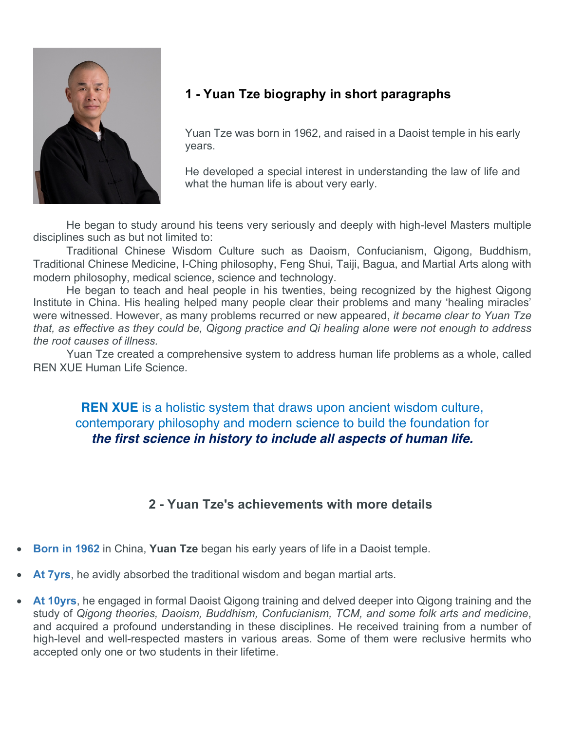## 1 - Yuan Tze biography in short paragraphs

Yuan Tze was born in 1962, and raised in a Daoist temple in his early years.

He developed a special interest in understanding the law of life and what the human life is about very early.

He began to study around his teens very seriously and deeply with high-level Masters multiple disciplines such as but not limited to:

Traditional Chinese Wisdom Culture such as Daoism, Confucianism, Qigong, Buddhism, Traditional Chinese Medicine, I-Ching philosophy, Feng Shui, Taiji, Bagua, and Martial Arts along with modern philosophy, medical science, science and technology.

He began to teach and heal people in his twenties, being recognized by the highest Qigong Institute in China. His healing helped many people clear their problems and many 'healing miracles' were witnessed. However, as many problems recurred or new appeared, *it became clear to Yuan Tze that, as effective as they could be, Qigong practice and Qi healing alone were not enough to address the root causes of illness.*

Yuan Tze created a comprehensive system to address human life problems as a whole, called REN XUE Human Life Science.

**REN XUE** is a holistic system that draws upon ancient wisdom culture, contemporary philosophy and modern science to build the foundation for ***the first science in history to include all aspects of human life.***

## 2 - Yuan Tze's achievements with more details

- **Born in 1962** in China, **Yuan Tze** began his early years of life in a Daoist temple.
- **At 7yrs**, he avidly absorbed the traditional wisdom and began martial arts.
- **At 10yrs**, he engaged in formal Daoist Qigong training and delved deeper into Qigong training and the study of *Qigong theories, Daoism, Buddhism, Confucianism, TCM, and some folk arts and medicine*, and acquired a profound understanding in these disciplines. He received training from a number of high-level and well-respected masters in various areas. Some of them were reclusive hermits who accepted only one or two students in their lifetime.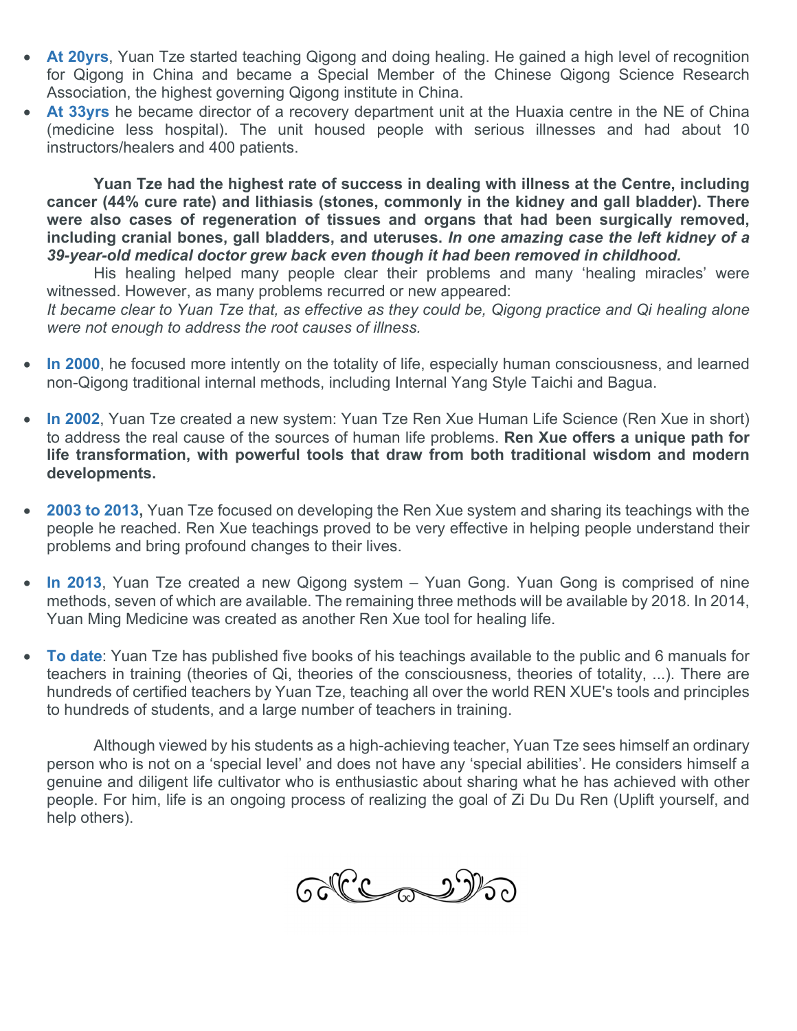- **At 20yrs**, Yuan Tze started teaching Qigong and doing healing. He gained a high level of recognition for Qigong in China and became a Special Member of the Chinese Qigong Science Research Association, the highest governing Qigong institute in China.
- **At 33yrs** he became director of a recovery department unit at the Huaxia centre in the NE of China (medicine less hospital). The unit housed people with serious illnesses and had about 10 instructors/healers and 400 patients.

  **Yuan Tze had the highest rate of success in dealing with illness at the Centre, including cancer (44% cure rate) and lithiasis (stones, commonly in the kidney and gall bladder). There were also cases of regeneration of tissues and organs that had been surgically removed, including cranial bones, gall bladders, and uteruses.** ***In one amazing case the left kidney of a 39-year-old medical doctor grew back even though it had been removed in childhood.***

  His healing helped many people clear their problems and many 'healing miracles' were witnessed. However, as many problems recurred or new appeared:
  *It became clear to Yuan Tze that, as effective as they could be, Qigong practice and Qi healing alone were not enough to address the root causes of illness.*

- **In 2000**, he focused more intently on the totality of life, especially human consciousness, and learned non-Qigong traditional internal methods, including Internal Yang Style Taichi and Bagua.

- **In 2002**, Yuan Tze created a new system: Yuan Tze Ren Xue Human Life Science (Ren Xue in short) to address the real cause of the sources of human life problems. **Ren Xue offers a unique path for life transformation, with powerful tools that draw from both traditional wisdom and modern developments.**

- **2003 to 2013,** Yuan Tze focused on developing the Ren Xue system and sharing its teachings with the people he reached. Ren Xue teachings proved to be very effective in helping people understand their problems and bring profound changes to their lives.

- **In 2013**, Yuan Tze created a new Qigong system – Yuan Gong. Yuan Gong is comprised of nine methods, seven of which are available. The remaining three methods will be available by 2018. In 2014, Yuan Ming Medicine was created as another Ren Xue tool for healing life.

- **To date**: Yuan Tze has published five books of his teachings available to the public and 6 manuals for teachers in training (theories of Qi, theories of the consciousness, theories of totality, ...). There are hundreds of certified teachers by Yuan Tze, teaching all over the world REN XUE's tools and principles to hundreds of students, and a large number of teachers in training.

Although viewed by his students as a high-achieving teacher, Yuan Tze sees himself an ordinary person who is not on a 'special level' and does not have any 'special abilities'. He considers himself a genuine and diligent life cultivator who is enthusiastic about sharing what he has achieved with other people. For him, life is an ongoing process of realizing the goal of Zi Du Du Ren (Uplift yourself, and help others).